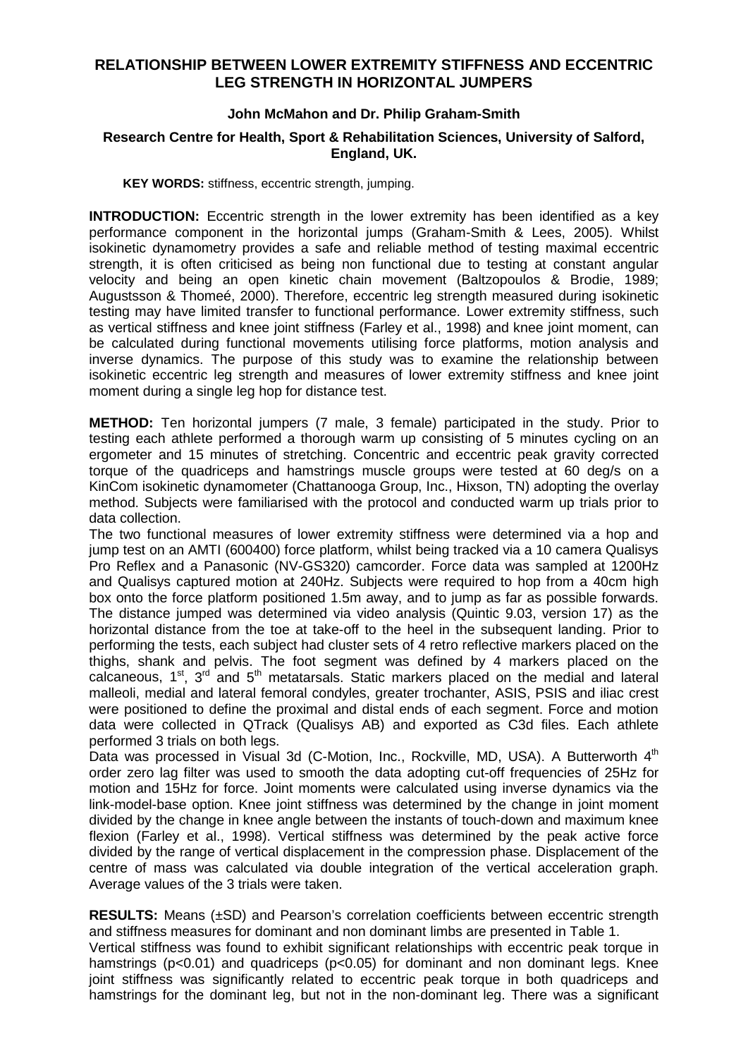# RELATIONSHIP BETWEEN LOWER EXTREMITY STIFFNESS AND ECCENTRIC LEG STRENGTH IN HORIZONTAL JUMPERS

**John McMahon and Dr. Philip Graham-Smith**

**Research Centre for Health, Sport & Rehabilitation Sciences, University of Salford, England, UK.**

**KEY WORDS:** stiffness, eccentric strength, jumping.

**INTRODUCTION:** Eccentric strength in the lower extremity has been identified as a key performance component in the horizontal jumps (Graham-Smith & Lees, 2005). Whilst isokinetic dynamometry provides a safe and reliable method of testing maximal eccentric strength, it is often criticised as being non functional due to testing at constant angular velocity and being an open kinetic chain movement (Baltzopoulos & Brodie, 1989; Augustsson & Thomeé, 2000). Therefore, eccentric leg strength measured during isokinetic testing may have limited transfer to functional performance. Lower extremity stiffness, such as vertical stiffness and knee joint stiffness (Farley et al., 1998) and knee joint moment, can be calculated during functional movements utilising force platforms, motion analysis and inverse dynamics. The purpose of this study was to examine the relationship between isokinetic eccentric leg strength and measures of lower extremity stiffness and knee joint moment during a single leg hop for distance test.

**METHOD:** Ten horizontal jumpers (7 male, 3 female) participated in the study. Prior to testing each athlete performed a thorough warm up consisting of 5 minutes cycling on an ergometer and 15 minutes of stretching. Concentric and eccentric peak gravity corrected torque of the quadriceps and hamstrings muscle groups were tested at 60 deg/s on a KinCom isokinetic dynamometer (Chattanooga Group, Inc., Hixson, TN) adopting the overlay method. Subjects were familiarised with the protocol and conducted warm up trials prior to data collection.

The two functional measures of lower extremity stiffness were determined via a hop and jump test on an AMTI (600400) force platform, whilst being tracked via a 10 camera Qualisys Pro Reflex and a Panasonic (NV-GS320) camcorder. Force data was sampled at 1200Hz and Qualisys captured motion at 240Hz. Subjects were required to hop from a 40cm high box onto the force platform positioned 1.5m away, and to jump as far as possible forwards. The distance jumped was determined via video analysis (Quintic 9.03, version 17) as the horizontal distance from the toe at take-off to the heel in the subsequent landing. Prior to performing the tests, each subject had cluster sets of 4 retro reflective markers placed on the thighs, shank and pelvis. The foot segment was defined by 4 markers placed on the calcaneous, 1st, 3rd and 5th metatarsals. Static markers placed on the medial and lateral malleoli, medial and lateral femoral condyles, greater trochanter, ASIS, PSIS and iliac crest were positioned to define the proximal and distal ends of each segment. Force and motion data were collected in QTrack (Qualisys AB) and exported as C3d files. Each athlete performed 3 trials on both legs.

Data was processed in Visual 3d (C-Motion, Inc., Rockville, MD, USA). A Butterworth 4th order zero lag filter was used to smooth the data adopting cut-off frequencies of 25Hz for motion and 15Hz for force. Joint moments were calculated using inverse dynamics via the link-model-base option. Knee joint stiffness was determined by the change in joint moment divided by the change in knee angle between the instants of touch-down and maximum knee flexion (Farley et al., 1998). Vertical stiffness was determined by the peak active force divided by the range of vertical displacement in the compression phase. Displacement of the centre of mass was calculated via double integration of the vertical acceleration graph. Average values of the 3 trials were taken.

**RESULTS:** Means (±SD) and Pearson's correlation coefficients between eccentric strength and stiffness measures for dominant and non dominant limbs are presented in Table 1.

Vertical stiffness was found to exhibit significant relationships with eccentric peak torque in hamstrings ($p<0.01$) and quadriceps ($p<0.05$) for dominant and non dominant legs. Knee joint stiffness was significantly related to eccentric peak torque in both quadriceps and hamstrings for the dominant leg, but not in the non-dominant leg. There was a significant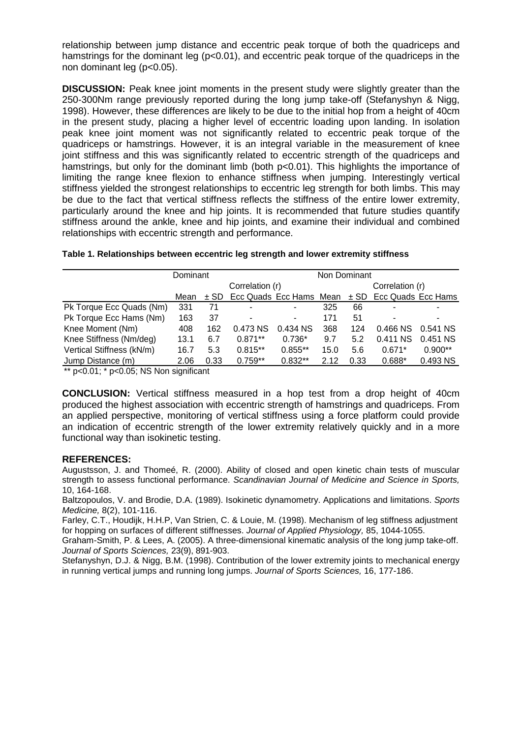relationship between jump distance and eccentric peak torque of both the quadriceps and hamstrings for the dominant leg ($p<0.01$), and eccentric peak torque of the quadriceps in the non dominant leg ($p<0.05$).

**DISCUSSION:** Peak knee joint moments in the present study were slightly greater than the 250-300Nm range previously reported during the long jump take-off (Stefanyshyn & Nigg, 1998). However, these differences are likely to be due to the initial hop from a height of 40cm in the present study, placing a higher level of eccentric loading upon landing. In isolation peak knee joint moment was not significantly related to eccentric peak torque of the quadriceps or hamstrings. However, it is an integral variable in the measurement of knee joint stiffness and this was significantly related to eccentric strength of the quadriceps and hamstrings, but only for the dominant limb (both $p<0.01$). This highlights the importance of limiting the range knee flexion to enhance stiffness when jumping. Interestingly vertical stiffness yielded the strongest relationships to eccentric leg strength for both limbs. This may be due to the fact that vertical stiffness reflects the stiffness of the entire lower extremity, particularly around the knee and hip joints. It is recommended that future studies quantify stiffness around the ankle, knee and hip joints, and examine their individual and combined relationships with eccentric strength and performance.

**Table 1. Relationships between eccentric leg strength and lower extremity stiffness**

| | Dominant | | | | Non Dominant | | | |
|---|---|---|---|---|---|---|---|---|
| | | | Correlation (r) | | | | Correlation (r) | |
| | Mean | ± SD | Ecc Quads | Ecc Hams | Mean | ± SD | Ecc Quads | Ecc Hams |
| Pk Torque Ecc Quads (Nm) | 331 | 71 | - | - | 325 | 66 | - | - |
| Pk Torque Ecc Hams (Nm) | 163 | 37 | - | - | 171 | 51 | - | - |
| Knee Moment (Nm) | 408 | 162 | 0.473 NS | 0.434 NS | 368 | 124 | 0.466 NS | 0.541 NS |
| Knee Stiffness (Nm/deg) | 13.1 | 6.7 | 0.871** | 0.736* | 9.7 | 5.2 | 0.411 NS | 0.451 NS |
| Vertical Stiffness (kN/m) | 16.7 | 5.3 | 0.815** | 0.855** | 15.0 | 5.6 | 0.671* | 0.900** |
| Jump Distance (m) | 2.06 | 0.33 | 0.759** | 0.832** | 2.12 | 0.33 | 0.688* | 0.493 NS |

** $p<0.01$; * $p<0.05$; NS Non significant

**CONCLUSION:** Vertical stiffness measured in a hop test from a drop height of 40cm produced the highest association with eccentric strength of hamstrings and quadriceps. From an applied perspective, monitoring of vertical stiffness using a force platform could provide an indication of eccentric strength of the lower extremity relatively quickly and in a more functional way than isokinetic testing.

**REFERENCES:**

Augustsson, J. and Thomeé, R. (2000). Ability of closed and open kinetic chain tests of muscular strength to assess functional performance. *Scandinavian Journal of Medicine and Science in Sports,* 10, 164-168.

Baltzopoulos, V. and Brodie, D.A. (1989). Isokinetic dynamometry. Applications and limitations. *Sports Medicine,* 8(2), 101-116.

Farley, C.T., Houdijk, H.H.P, Van Strien, C. & Louie, M. (1998). Mechanism of leg stiffness adjustment for hopping on surfaces of different stiffnesses. *Journal of Applied Physiology,* 85, 1044-1055.

Graham-Smith, P. & Lees, A. (2005). A three-dimensional kinematic analysis of the long jump take-off. *Journal of Sports Sciences,* 23(9), 891-903.

Stefanyshyn, D.J. & Nigg, B.M. (1998). Contribution of the lower extremity joints to mechanical energy in running vertical jumps and running long jumps. *Journal of Sports Sciences,* 16, 177-186.